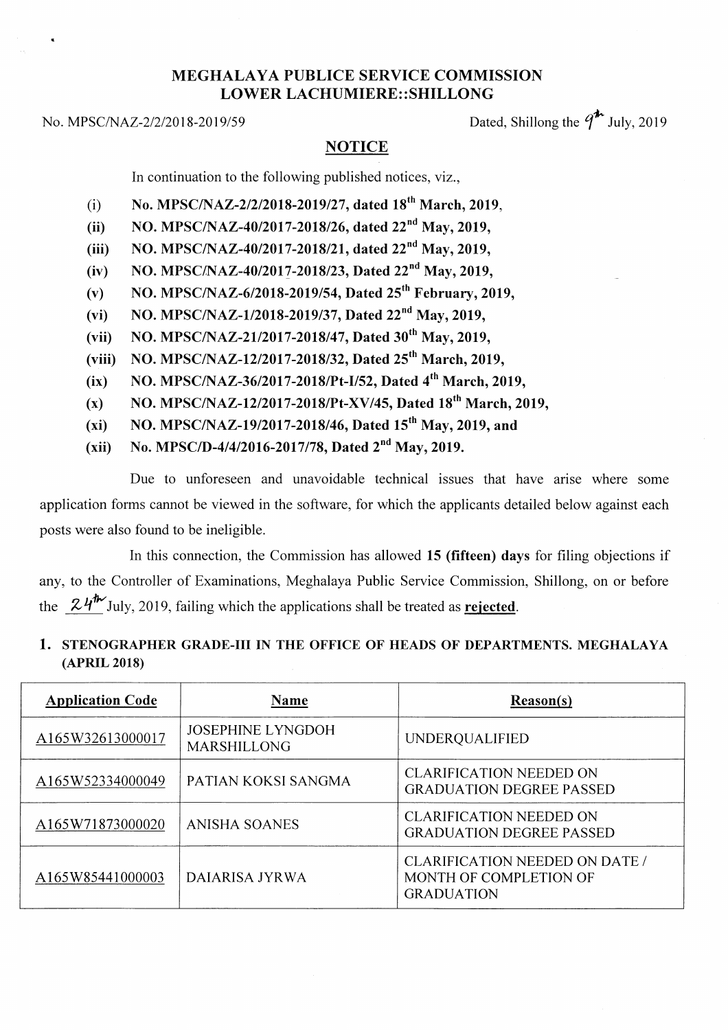# MEGHALAYA PUBLICE SERVICE COMMISSION
## LOWER LACHUMIERE::SHILLONG

No. MPSC/NAZ-2/2/2018-2019/59 Dated, Shillong the 9th July, 2019

## NOTICE

In continuation to the following published notices, viz.,

(i) **No. MPSC/NAZ-2/2/2018-2019/27, dated 18th March, 2019,**
(ii) **NO. MPSC/NAZ-40/2017-2018/26, dated 22nd May, 2019,**
(iii) **NO. MPSC/NAZ-40/2017-2018/21, dated 22nd May, 2019,**
(iv) **NO. MPSC/NAZ-40/2017-2018/23, Dated 22nd May, 2019,**
(v) **NO. MPSC/NAZ-6/2018-2019/54, Dated 25th February, 2019,**
(vi) **NO. MPSC/NAZ-1/2018-2019/37, Dated 22nd May, 2019,**
(vii) **NO. MPSC/NAZ-21/2017-2018/47, Dated 30th May, 2019,**
(viii) **NO. MPSC/NAZ-12/2017-2018/32, Dated 25th March, 2019,**
(ix) **NO. MPSC/NAZ-36/2017-2018/Pt-I/52, Dated 4th March, 2019,**
(x) **NO. MPSC/NAZ-12/2017-2018/Pt-XV/45, Dated 18th March, 2019,**
(xi) **NO. MPSC/NAZ-19/2017-2018/46, Dated 15th May, 2019, and**
(xii) **No. MPSC/D-4/4/2016-2017/78, Dated 2nd May, 2019.**

Due to unforeseen and unavoidable technical issues that have arise where some application forms cannot be viewed in the software, for which the applicants detailed below against each posts were also found to be ineligible.

In this connection, the Commission has allowed **15 (fifteen) days** for filing objections if any, to the Controller of Examinations, Meghalaya Public Service Commission, Shillong, on or before the 24th July, 2019, failing which the applications shall be treated as **rejected**.

### 1. STENOGRAPHER GRADE-III IN THE OFFICE OF HEADS OF DEPARTMENTS. MEGHALAYA (APRIL 2018)

| Application Code | Name | Reason(s) |
|---|---|---|
| A165W32613000017 | JOSEPHINE LYNGDOH MARSHILLONG | UNDERQUALIFIED |
| A165W52334000049 | PATIAN KOKSI SANGMA | CLARIFICATION NEEDED ON GRADUATION DEGREE PASSED |
| A165W71873000020 | ANISHA SOANES | CLARIFICATION NEEDED ON GRADUATION DEGREE PASSED |
| A165W85441000003 | DAIARISA JYRWA | CLARIFICATION NEEDED ON DATE / MONTH OF COMPLETION OF GRADUATION |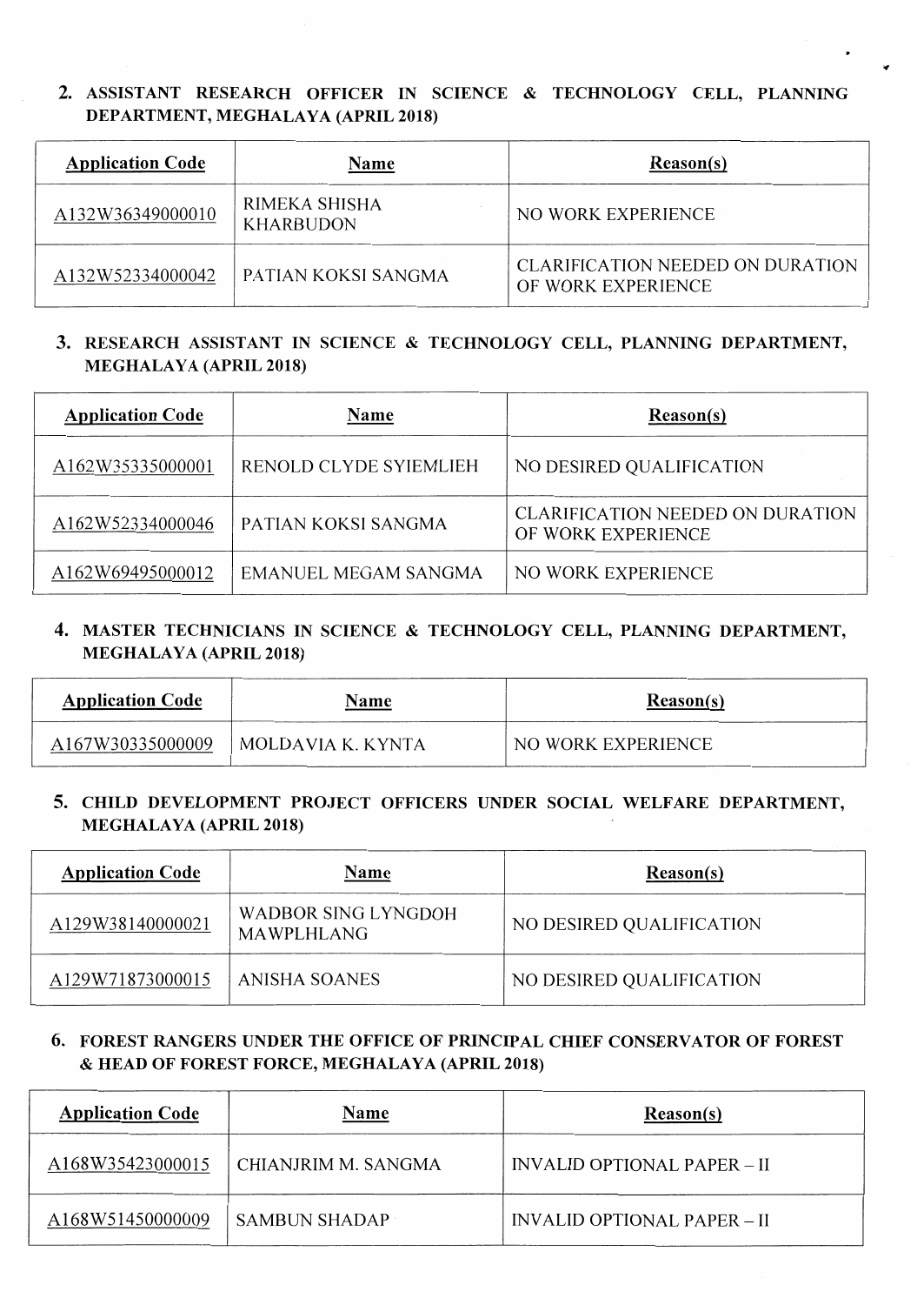2. **ASSISTANT RESEARCH OFFICER IN SCIENCE & TECHNOLOGY CELL, PLANNING DEPARTMENT, MEGHALAYA (APRIL 2018)**

| Application Code | Name | Reason(s) |
|---|---|---|
| A132W36349000010 | RIMEKA SHISHA KHARBUDON | NO WORK EXPERIENCE |
| A132W52334000042 | PATIAN KOKSI SANGMA | CLARIFICATION NEEDED ON DURATION OF WORK EXPERIENCE |

3. **RESEARCH ASSISTANT IN SCIENCE & TECHNOLOGY CELL, PLANNING DEPARTMENT, MEGHALAYA (APRIL 2018)**

| Application Code | Name | Reason(s) |
|---|---|---|
| A162W35335000001 | RENOLD CLYDE SYIEMLIEH | NO DESIRED QUALIFICATION |
| A162W52334000046 | PATIAN KOKSI SANGMA | CLARIFICATION NEEDED ON DURATION OF WORK EXPERIENCE |
| A162W69495000012 | EMANUEL MEGAM SANGMA | NO WORK EXPERIENCE |

4. **MASTER TECHNICIANS IN SCIENCE & TECHNOLOGY CELL, PLANNING DEPARTMENT, MEGHALAYA (APRIL 2018)**

| Application Code | Name | Reason(s) |
|---|---|---|
| A167W30335000009 | MOLDAVIA K. KYNTA | NO WORK EXPERIENCE |

5. **CHILD DEVELOPMENT PROJECT OFFICERS UNDER SOCIAL WELFARE DEPARTMENT, MEGHALAYA (APRIL 2018)**

| Application Code | Name | Reason(s) |
|---|---|---|
| A129W38140000021 | WADBOR SING LYNGDOH MAWPLHLANG | NO DESIRED QUALIFICATION |
| A129W71873000015 | ANISHA SOANES | NO DESIRED QUALIFICATION |

6. **FOREST RANGERS UNDER THE OFFICE OF PRINCIPAL CHIEF CONSERVATOR OF FOREST & HEAD OF FOREST FORCE, MEGHALAYA (APRIL 2018)**

| Application Code | Name | Reason(s) |
|---|---|---|
| A168W35423000015 | CHIANJRIM M. SANGMA | INVALID OPTIONAL PAPER – II |
| A168W51450000009 | SAMBUN SHADAP | INVALID OPTIONAL PAPER – II |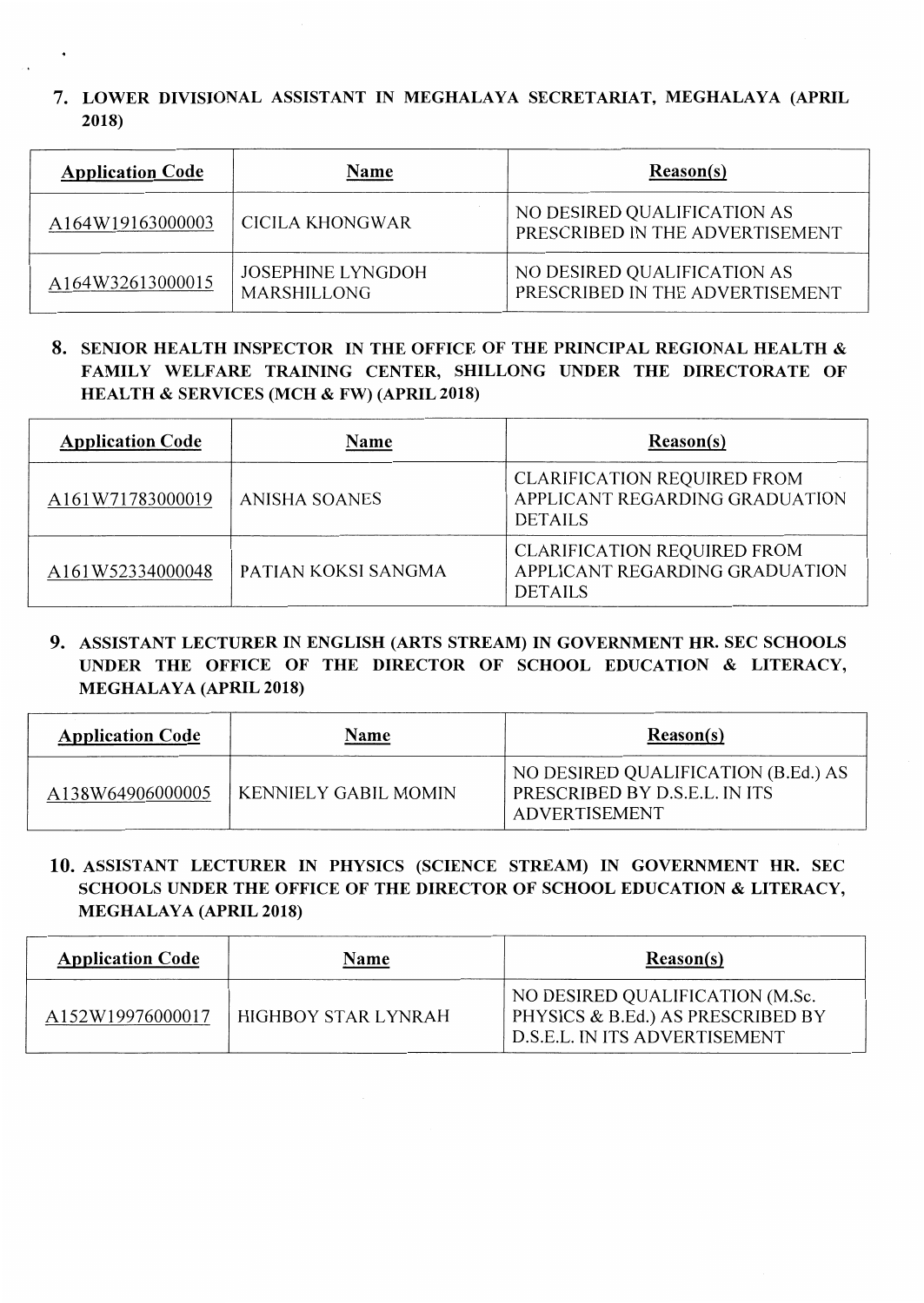**7. LOWER DIVISIONAL ASSISTANT IN MEGHALAYA SECRETARIAT, MEGHALAYA (APRIL 2018)**

| Application Code | Name | Reason(s) |
|---|---|---|
| A164W19163000003 | CICILA KHONGWAR | NO DESIRED QUALIFICATION AS PRESCRIBED IN THE ADVERTISEMENT |
| A164W32613000015 | JOSEPHINE LYNGDOH MARSHILLONG | NO DESIRED QUALIFICATION AS PRESCRIBED IN THE ADVERTISEMENT |

**8. SENIOR HEALTH INSPECTOR IN THE OFFICE OF THE PRINCIPAL REGIONAL HEALTH & FAMILY WELFARE TRAINING CENTER, SHILLONG UNDER THE DIRECTORATE OF HEALTH & SERVICES (MCH & FW) (APRIL 2018)**

| Application Code | Name | Reason(s) |
|---|---|---|
| A161W71783000019 | ANISHA SOANES | CLARIFICATION REQUIRED FROM APPLICANT REGARDING GRADUATION DETAILS |
| A161W52334000048 | PATIAN KOKSI SANGMA | CLARIFICATION REQUIRED FROM APPLICANT REGARDING GRADUATION DETAILS |

**9. ASSISTANT LECTURER IN ENGLISH (ARTS STREAM) IN GOVERNMENT HR. SEC SCHOOLS UNDER THE OFFICE OF THE DIRECTOR OF SCHOOL EDUCATION & LITERACY, MEGHALAYA (APRIL 2018)**

| Application Code | Name | Reason(s) |
|---|---|---|
| A138W64906000005 | KENNIELY GABIL MOMIN | NO DESIRED QUALIFICATION (B.Ed.) AS PRESCRIBED BY D.S.E.L. IN ITS ADVERTISEMENT |

**10. ASSISTANT LECTURER IN PHYSICS (SCIENCE STREAM) IN GOVERNMENT HR. SEC SCHOOLS UNDER THE OFFICE OF THE DIRECTOR OF SCHOOL EDUCATION & LITERACY, MEGHALAYA (APRIL 2018)**

| Application Code | Name | Reason(s) |
|---|---|---|
| A152W19976000017 | HIGHBOY STAR LYNRAH | NO DESIRED QUALIFICATION (M.Sc. PHYSICS & B.Ed.) AS PRESCRIBED BY D.S.E.L. IN ITS ADVERTISEMENT |